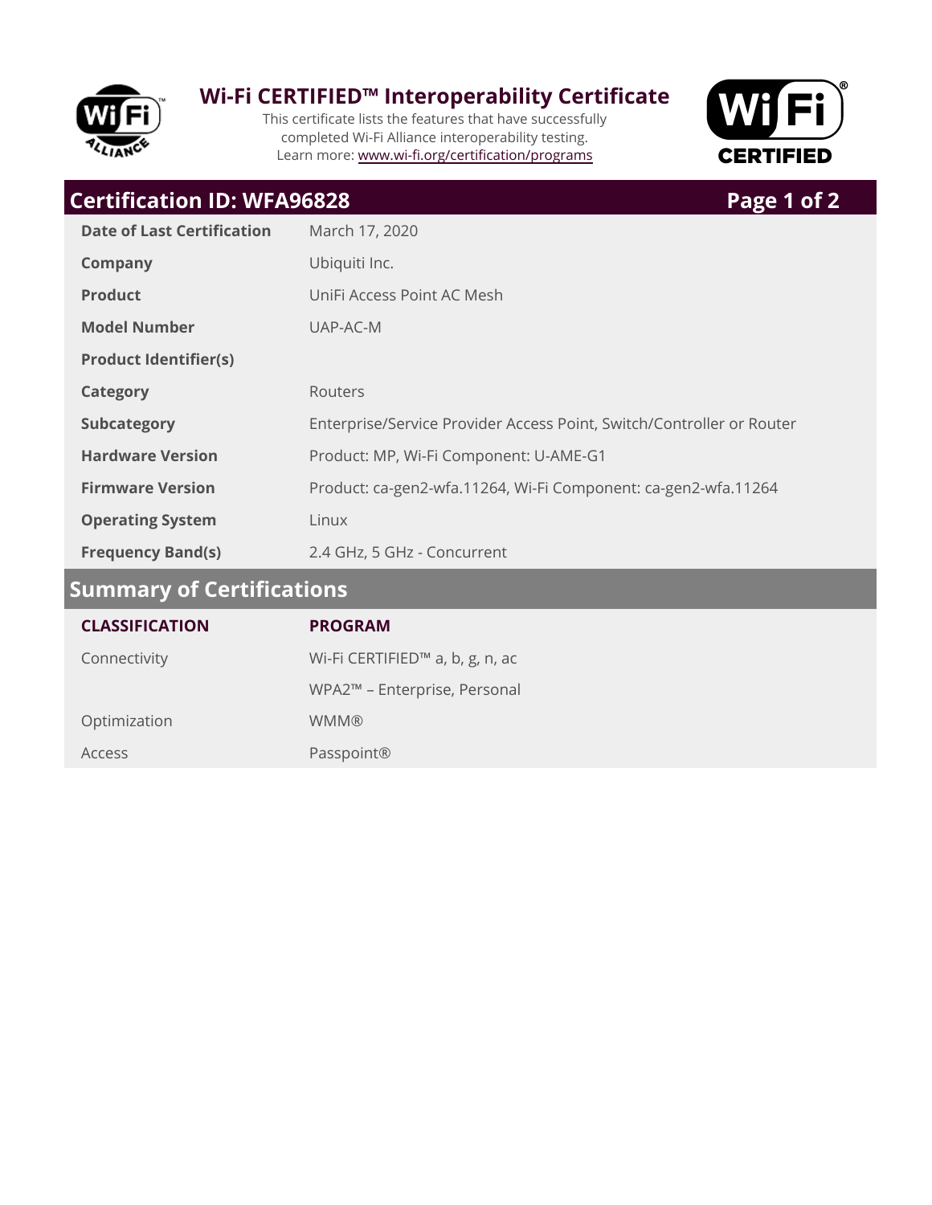# Wi-Fi CERTIFIED™ Interoperability Certificate

This certificate lists the features that have successfully completed Wi-Fi Alliance interoperability testing.
Learn more: www.wi-fi.org/certification/programs

## Certification ID: WFA96828

| | |
|---|---|
| **Date of Last Certification** | March 17, 2020 |
| **Company** | Ubiquiti Inc. |
| **Product** | UniFi Access Point AC Mesh |
| **Model Number** | UAP-AC-M |
| **Product Identifier(s)** | |
| **Category** | Routers |
| **Subcategory** | Enterprise/Service Provider Access Point, Switch/Controller or Router |
| **Hardware Version** | Product: MP, Wi-Fi Component: U-AME-G1 |
| **Firmware Version** | Product: ca-gen2-wfa.11264, Wi-Fi Component: ca-gen2-wfa.11264 |
| **Operating System** | Linux |
| **Frequency Band(s)** | 2.4 GHz, 5 GHz - Concurrent |

## Summary of Certifications

| CLASSIFICATION | PROGRAM |
|---|---|
| Connectivity | Wi-Fi CERTIFIED™ a, b, g, n, ac |
| | WPA2™ – Enterprise, Personal |
| Optimization | WMM® |
| Access | Passpoint® |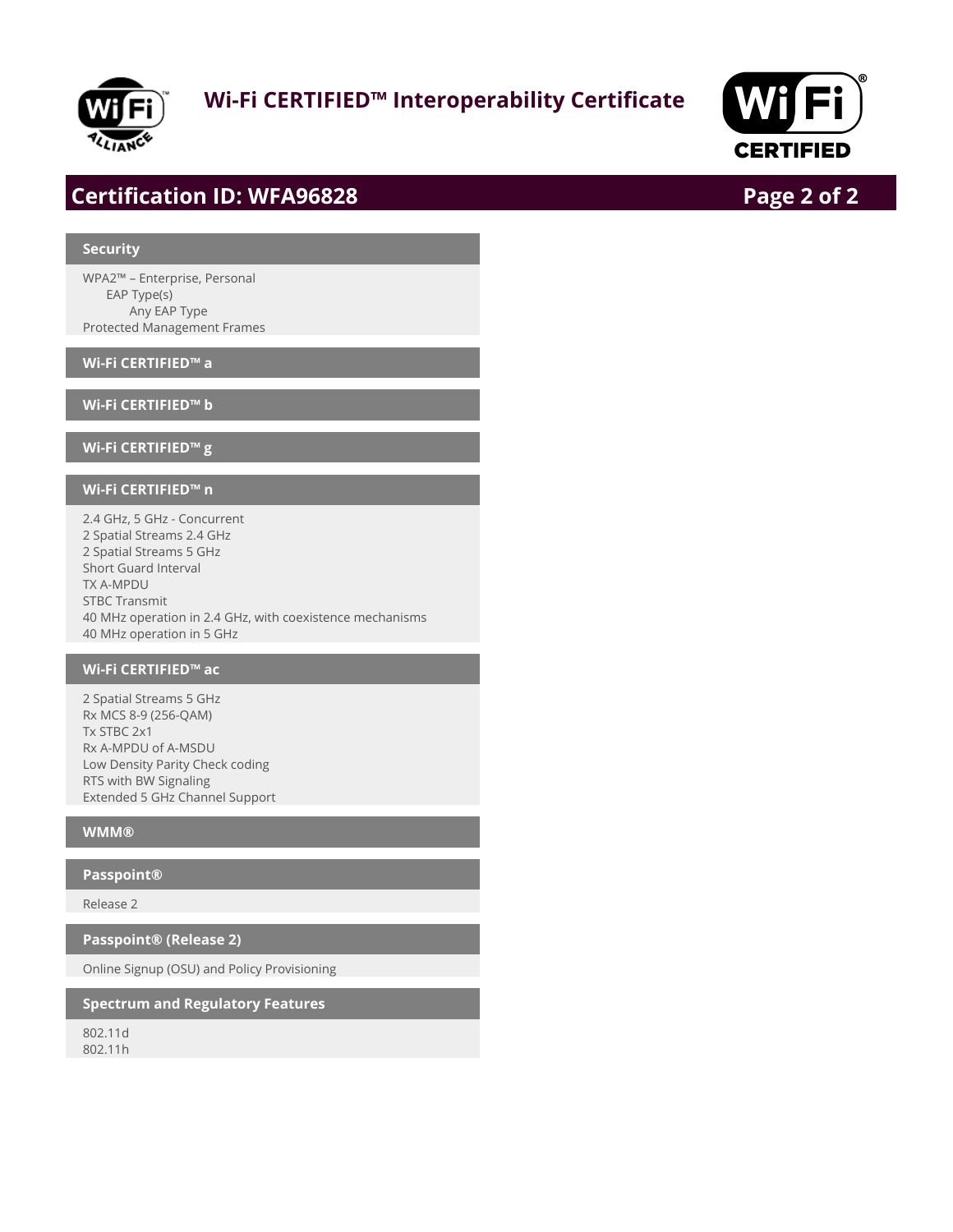# Wi-Fi CERTIFIED™ Interoperability Certificate

## Certification ID: WFA96828

### Security

WPA2™ – Enterprise, Personal
- EAP Type(s)
  - Any EAP Type

Protected Management Frames

### Wi-Fi CERTIFIED™ a

### Wi-Fi CERTIFIED™ b

### Wi-Fi CERTIFIED™ g

### Wi-Fi CERTIFIED™ n

2.4 GHz, 5 GHz - Concurrent
2 Spatial Streams 2.4 GHz
2 Spatial Streams 5 GHz
Short Guard Interval
TX A-MPDU
STBC Transmit
40 MHz operation in 2.4 GHz, with coexistence mechanisms
40 MHz operation in 5 GHz

### Wi-Fi CERTIFIED™ ac

2 Spatial Streams 5 GHz
Rx MCS 8-9 (256-QAM)
Tx STBC 2x1
Rx A-MPDU of A-MSDU
Low Density Parity Check coding
RTS with BW Signaling
Extended 5 GHz Channel Support

### WMM®

### Passpoint®

Release 2

### Passpoint® (Release 2)

Online Signup (OSU) and Policy Provisioning

### Spectrum and Regulatory Features

802.11d
802.11h